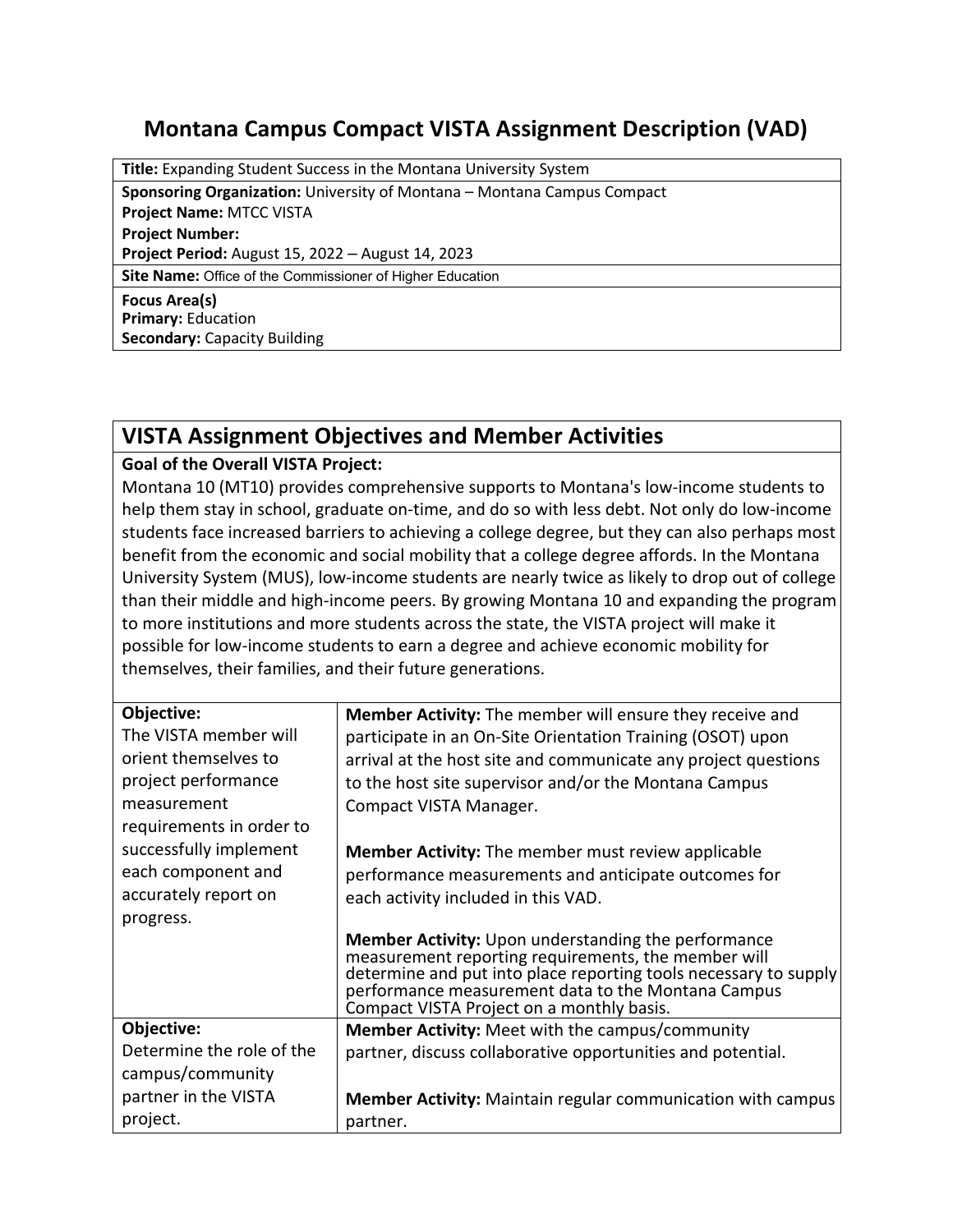# Montana Campus Compact VISTA Assignment Description (VAD)

| **Title:** Expanding Student Success in the Montana University System |
|---|
| **Sponsoring Organization:** University of Montana – Montana Campus Compact<br>**Project Name:** MTCC VISTA<br>**Project Number:**<br>**Project Period:** August 15, 2022 – August 14, 2023 |
| **Site Name:** Office of the Commissioner of Higher Education |
| **Focus Area(s)**<br>**Primary:** Education<br>**Secondary:** Capacity Building |

## VISTA Assignment Objectives and Member Activities

**Goal of the Overall VISTA Project:**

Montana 10 (MT10) provides comprehensive supports to Montana's low-income students to help them stay in school, graduate on-time, and do so with less debt. Not only do low-income students face increased barriers to achieving a college degree, but they can also perhaps most benefit from the economic and social mobility that a college degree affords. In the Montana University System (MUS), low-income students are nearly twice as likely to drop out of college than their middle and high-income peers. By growing Montana 10 and expanding the program to more institutions and more students across the state, the VISTA project will make it possible for low-income students to earn a degree and achieve economic mobility for themselves, their families, and their future generations.

| Objective | Member Activities |
|---|---|
| **Objective:**<br>The VISTA member will orient themselves to project performance measurement requirements in order to successfully implement each component and accurately report on progress. | **Member Activity:** The member will ensure they receive and participate in an On-Site Orientation Training (OSOT) upon arrival at the host site and communicate any project questions to the host site supervisor and/or the Montana Campus Compact VISTA Manager.<br><br>**Member Activity:** The member must review applicable performance measurements and anticipate outcomes for each activity included in this VAD.<br><br>**Member Activity:** Upon understanding the performance measurement reporting requirements, the member will determine and put into place reporting tools necessary to supply performance measurement data to the Montana Campus Compact VISTA Project on a monthly basis. |
| **Objective:**<br>Determine the role of the campus/community partner in the VISTA project. | **Member Activity:** Meet with the campus/community partner, discuss collaborative opportunities and potential.<br><br>**Member Activity:** Maintain regular communication with campus partner. |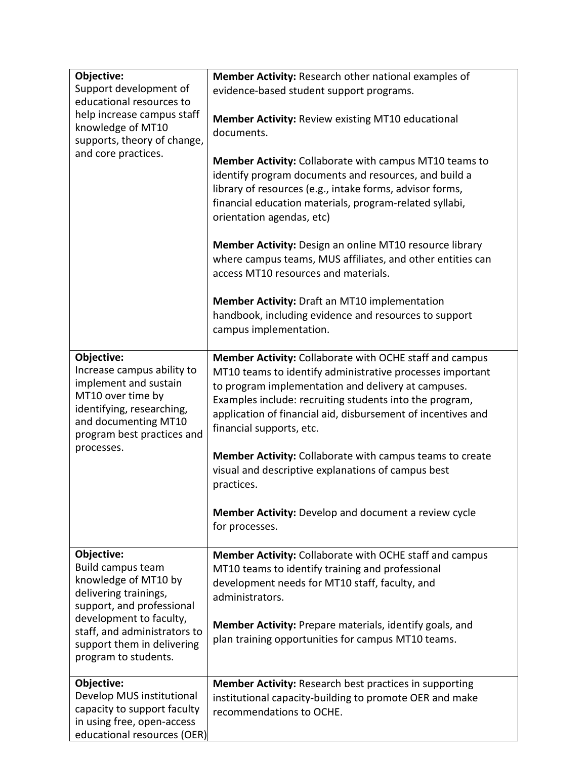| **Objective:** Support development of educational resources to help increase campus staff knowledge of MT10 supports, theory of change, and core practices. | **Member Activity:** Research other national examples of evidence-based student support programs.<br><br>**Member Activity:** Review existing MT10 educational documents.<br><br>**Member Activity:** Collaborate with campus MT10 teams to identify program documents and resources, and build a library of resources (e.g., intake forms, advisor forms, financial education materials, program-related syllabi, orientation agendas, etc)<br><br>**Member Activity:** Design an online MT10 resource library where campus teams, MUS affiliates, and other entities can access MT10 resources and materials.<br><br>**Member Activity:** Draft an MT10 implementation handbook, including evidence and resources to support campus implementation. |
|---|---|
| **Objective:** Increase campus ability to implement and sustain MT10 over time by identifying, researching, and documenting MT10 program best practices and processes. | **Member Activity:** Collaborate with OCHE staff and campus MT10 teams to identify administrative processes important to program implementation and delivery at campuses. Examples include: recruiting students into the program, application of financial aid, disbursement of incentives and financial supports, etc.<br><br>**Member Activity:** Collaborate with campus teams to create visual and descriptive explanations of campus best practices.<br><br>**Member Activity:** Develop and document a review cycle for processes. |
| **Objective:** Build campus team knowledge of MT10 by delivering trainings, support, and professional development to faculty, staff, and administrators to support them in delivering program to students. | **Member Activity:** Collaborate with OCHE staff and campus MT10 teams to identify training and professional development needs for MT10 staff, faculty, and administrators.<br><br>**Member Activity:** Prepare materials, identify goals, and plan training opportunities for campus MT10 teams. |
| **Objective:** Develop MUS institutional capacity to support faculty in using free, open-access educational resources (OER) | **Member Activity:** Research best practices in supporting institutional capacity-building to promote OER and make recommendations to OCHE. |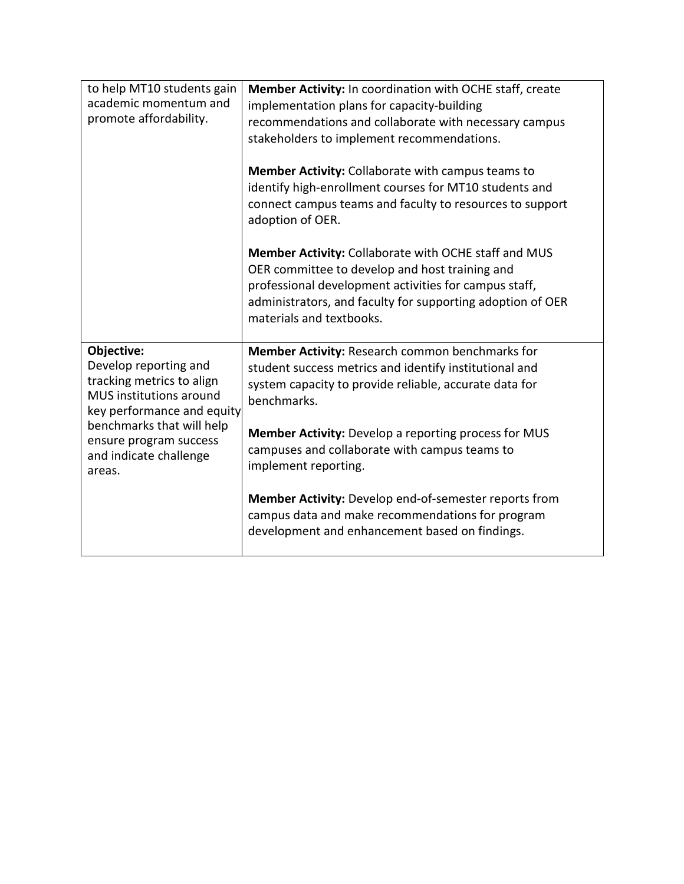| | |
|---|---|
| to help MT10 students gain academic momentum and promote affordability. | **Member Activity:** In coordination with OCHE staff, create implementation plans for capacity-building recommendations and collaborate with necessary campus stakeholders to implement recommendations.<br><br>**Member Activity:** Collaborate with campus teams to identify high-enrollment courses for MT10 students and connect campus teams and faculty to resources to support adoption of OER.<br><br>**Member Activity:** Collaborate with OCHE staff and MUS OER committee to develop and host training and professional development activities for campus staff, administrators, and faculty for supporting adoption of OER materials and textbooks. |
| **Objective:**<br>Develop reporting and tracking metrics to align MUS institutions around key performance and equity benchmarks that will help ensure program success and indicate challenge areas. | **Member Activity:** Research common benchmarks for student success metrics and identify institutional and system capacity to provide reliable, accurate data for benchmarks.<br><br>**Member Activity:** Develop a reporting process for MUS campuses and collaborate with campus teams to implement reporting.<br><br>**Member Activity:** Develop end-of-semester reports from campus data and make recommendations for program development and enhancement based on findings. |